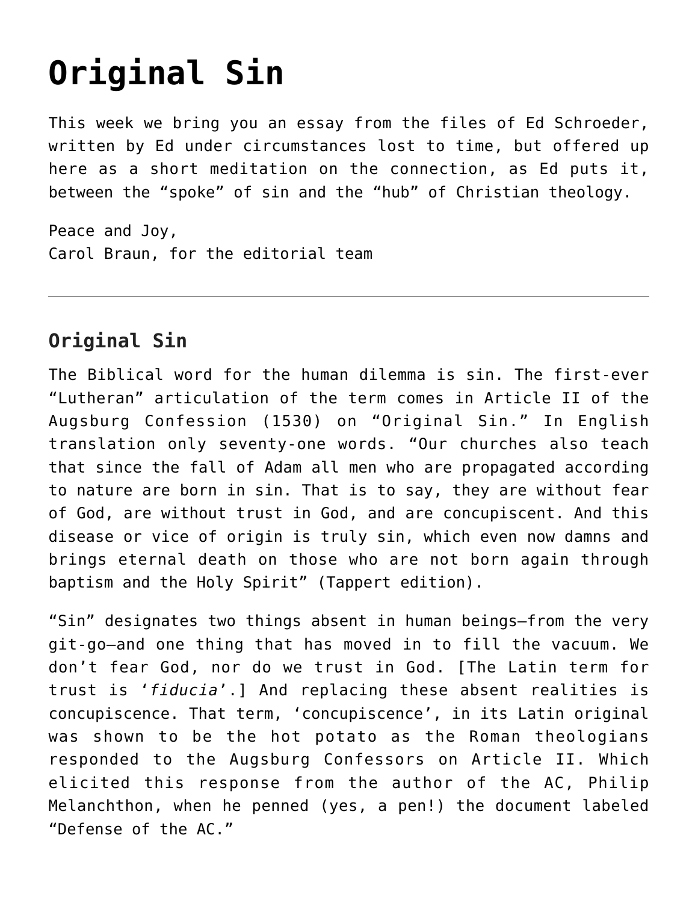# Original Sin

This week we bring you an essay from the files of Ed Schroeder, written by Ed under circumstances lost to time, but offered up here as a short meditation on the connection, as Ed puts it, between the "spoke" of sin and the "hub" of Christian theology.

Peace and Joy,
Carol Braun, for the editorial team

---

## Original Sin

The Biblical word for the human dilemma is sin. The first-ever "Lutheran" articulation of the term comes in Article II of the Augsburg Confession (1530) on "Original Sin." In English translation only seventy-one words. "Our churches also teach that since the fall of Adam all men who are propagated according to nature are born in sin. That is to say, they are without fear of God, are without trust in God, and are concupiscent. And this disease or vice of origin is truly sin, which even now damns and brings eternal death on those who are not born again through baptism and the Holy Spirit" (Tappert edition).

"Sin" designates two things absent in human beings—from the very git-go—and one thing that has moved in to fill the vacuum. We don't fear God, nor do we trust in God. [The Latin term for trust is '*fiducia*'.] And replacing these absent realities is concupiscence. That term, 'concupiscence', in its Latin original was shown to be the hot potato as the Roman theologians responded to the Augsburg Confessors on Article II. Which elicited this response from the author of the AC, Philip Melanchthon, when he penned (yes, a pen!) the document labeled "Defense of the AC."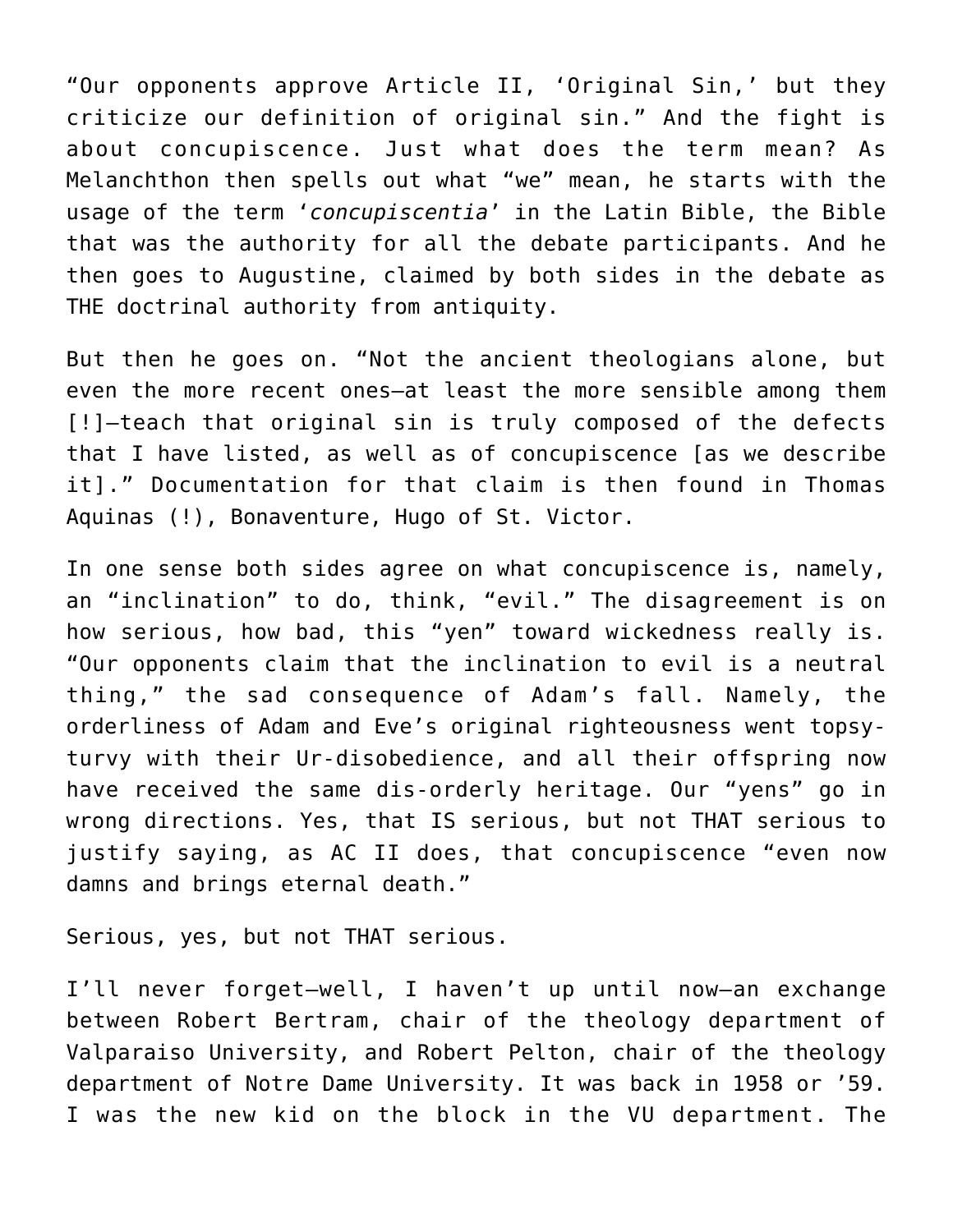"Our opponents approve Article II, 'Original Sin,' but they criticize our definition of original sin." And the fight is about concupiscence. Just what does the term mean? As Melanchthon then spells out what "we" mean, he starts with the usage of the term '*concupiscentia*' in the Latin Bible, the Bible that was the authority for all the debate participants. And he then goes to Augustine, claimed by both sides in the debate as THE doctrinal authority from antiquity.

But then he goes on. "Not the ancient theologians alone, but even the more recent ones—at least the more sensible among them [!]—teach that original sin is truly composed of the defects that I have listed, as well as of concupiscence [as we describe it]." Documentation for that claim is then found in Thomas Aquinas (!), Bonaventure, Hugo of St. Victor.

In one sense both sides agree on what concupiscence is, namely, an "inclination" to do, think, "evil." The disagreement is on how serious, how bad, this "yen" toward wickedness really is. "Our opponents claim that the inclination to evil is a neutral thing," the sad consequence of Adam's fall. Namely, the orderliness of Adam and Eve's original righteousness went topsy-turvy with their Ur-disobedience, and all their offspring now have received the same dis-orderly heritage. Our "yens" go in wrong directions. Yes, that IS serious, but not THAT serious to justify saying, as AC II does, that concupiscence "even now damns and brings eternal death."

Serious, yes, but not THAT serious.

I'll never forget—well, I haven't up until now—an exchange between Robert Bertram, chair of the theology department of Valparaiso University, and Robert Pelton, chair of the theology department of Notre Dame University. It was back in 1958 or '59. I was the new kid on the block in the VU department. The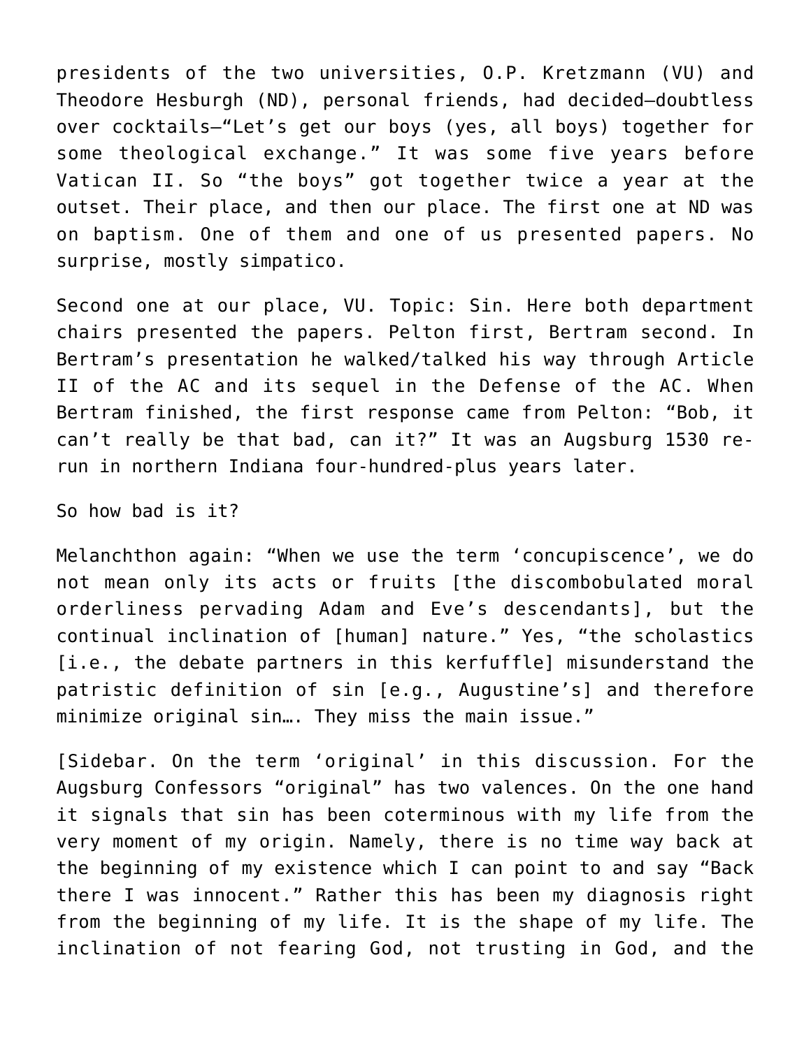presidents of the two universities, O.P. Kretzmann (VU) and Theodore Hesburgh (ND), personal friends, had decided—doubtless over cocktails—"Let's get our boys (yes, all boys) together for some theological exchange." It was some five years before Vatican II. So "the boys" got together twice a year at the outset. Their place, and then our place. The first one at ND was on baptism. One of them and one of us presented papers. No surprise, mostly simpatico.

Second one at our place, VU. Topic: Sin. Here both department chairs presented the papers. Pelton first, Bertram second. In Bertram's presentation he walked/talked his way through Article II of the AC and its sequel in the Defense of the AC. When Bertram finished, the first response came from Pelton: "Bob, it can't really be that bad, can it?" It was an Augsburg 1530 re-run in northern Indiana four-hundred-plus years later.

So how bad is it?

Melanchthon again: "When we use the term 'concupiscence', we do not mean only its acts or fruits [the discombobulated moral orderliness pervading Adam and Eve's descendants], but the continual inclination of [human] nature." Yes, "the scholastics [i.e., the debate partners in this kerfuffle] misunderstand the patristic definition of sin [e.g., Augustine's] and therefore minimize original sin…. They miss the main issue."

[Sidebar. On the term 'original' in this discussion. For the Augsburg Confessors "original" has two valences. On the one hand it signals that sin has been coterminous with my life from the very moment of my origin. Namely, there is no time way back at the beginning of my existence which I can point to and say "Back there I was innocent." Rather this has been my diagnosis right from the beginning of my life. It is the shape of my life. The inclination of not fearing God, not trusting in God, and the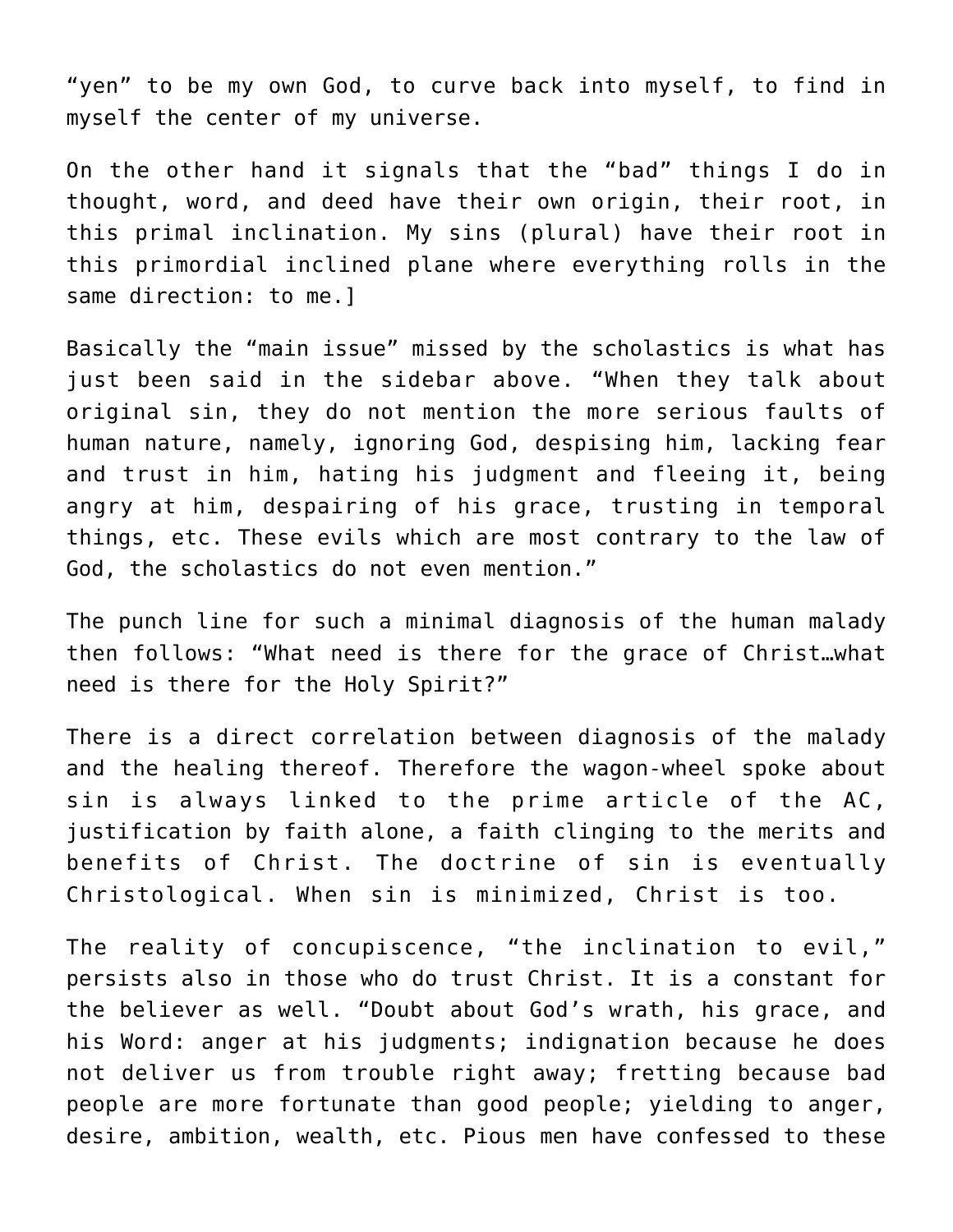"yen" to be my own God, to curve back into myself, to find in myself the center of my universe.

On the other hand it signals that the "bad" things I do in thought, word, and deed have their own origin, their root, in this primal inclination. My sins (plural) have their root in this primordial inclined plane where everything rolls in the same direction: to me.]

Basically the "main issue" missed by the scholastics is what has just been said in the sidebar above. "When they talk about original sin, they do not mention the more serious faults of human nature, namely, ignoring God, despising him, lacking fear and trust in him, hating his judgment and fleeing it, being angry at him, despairing of his grace, trusting in temporal things, etc. These evils which are most contrary to the law of God, the scholastics do not even mention."

The punch line for such a minimal diagnosis of the human malady then follows: "What need is there for the grace of Christ…what need is there for the Holy Spirit?"

There is a direct correlation between diagnosis of the malady and the healing thereof. Therefore the wagon-wheel spoke about sin is always linked to the prime article of the AC, justification by faith alone, a faith clinging to the merits and benefits of Christ. The doctrine of sin is eventually Christological. When sin is minimized, Christ is too.

The reality of concupiscence, "the inclination to evil," persists also in those who do trust Christ. It is a constant for the believer as well. "Doubt about God's wrath, his grace, and his Word: anger at his judgments; indignation because he does not deliver us from trouble right away; fretting because bad people are more fortunate than good people; yielding to anger, desire, ambition, wealth, etc. Pious men have confessed to these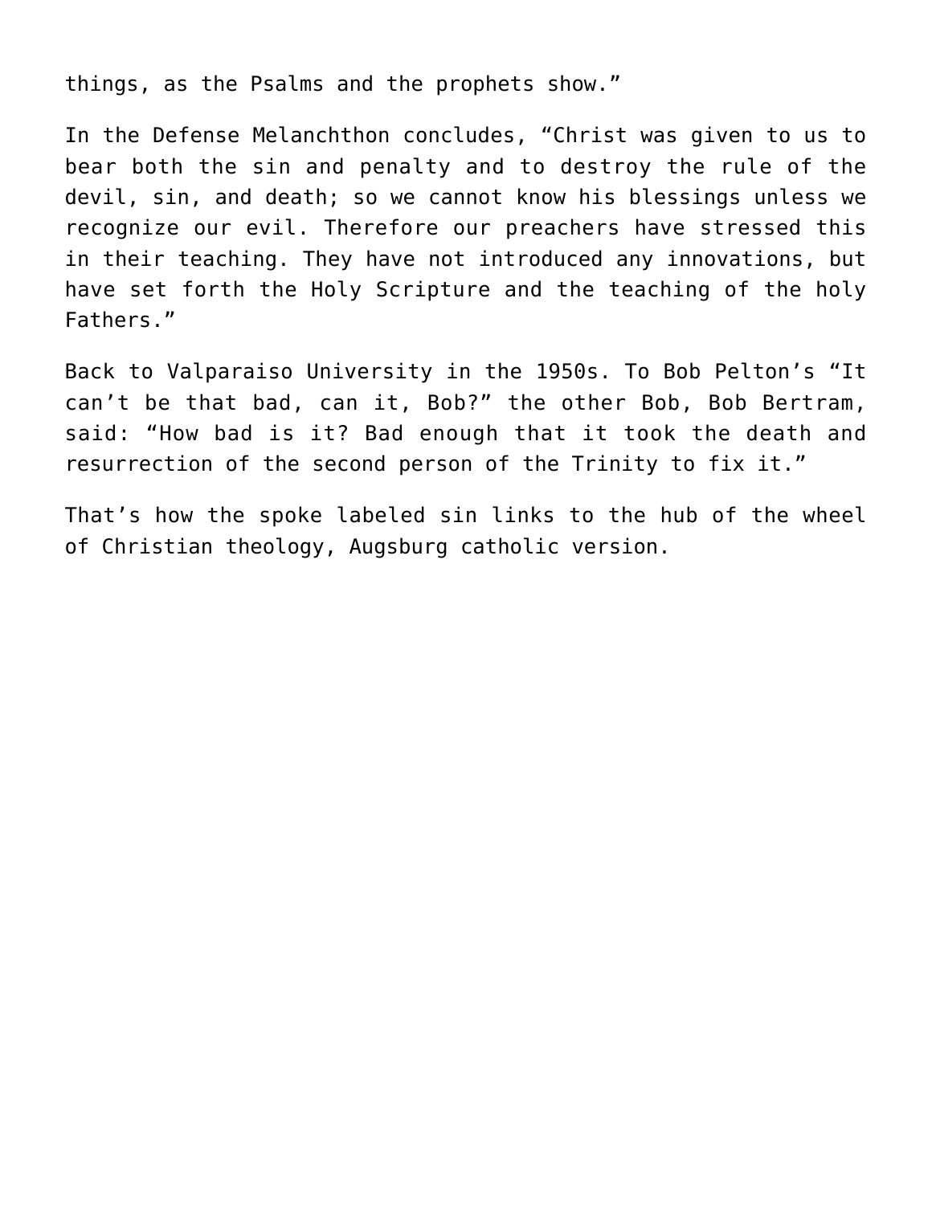things, as the Psalms and the prophets show."

In the Defense Melanchthon concludes, "Christ was given to us to bear both the sin and penalty and to destroy the rule of the devil, sin, and death; so we cannot know his blessings unless we recognize our evil. Therefore our preachers have stressed this in their teaching. They have not introduced any innovations, but have set forth the Holy Scripture and the teaching of the holy Fathers."

Back to Valparaiso University in the 1950s. To Bob Pelton's "It can't be that bad, can it, Bob?" the other Bob, Bob Bertram, said: "How bad is it? Bad enough that it took the death and resurrection of the second person of the Trinity to fix it."

That's how the spoke labeled sin links to the hub of the wheel of Christian theology, Augsburg catholic version.